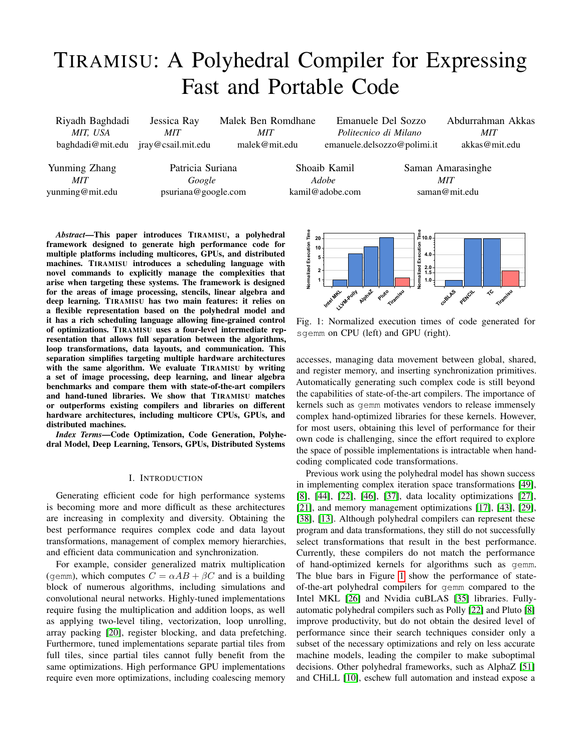# TIRAMISU: A Polyhedral Compiler for Expressing Fast and Portable Code

Riyadh Baghdadi, *MIT, USA*, baghdadi@mit.edu
Jessica Ray, *MIT*, jray@csail.mit.edu
Malek Ben Romdhane, *MIT*, malek@mit.edu
Emanuele Del Sozzo, *Politecnico di Milano*, emanuele.delsozzo@polimi.it
Abdurrahman Akkas, *MIT*, akkas@mit.edu
Yunming Zhang, *MIT*, yunming@mit.edu
Patricia Suriana, *Google*, psuriana@google.com
Shoaib Kamil, *Adobe*, kamil@adobe.com
Saman Amarasinghe, *MIT*, saman@mit.edu

***Abstract*—This paper introduces TIRAMISU, a polyhedral framework designed to generate high performance code for multiple platforms including multicores, GPUs, and distributed machines. TIRAMISU introduces a scheduling language with novel commands to explicitly manage the complexities that arise when targeting these systems. The framework is designed for the areas of image processing, stencils, linear algebra and deep learning. TIRAMISU has two main features: it relies on a flexible representation based on the polyhedral model and it has a rich scheduling language allowing fine-grained control of optimizations. TIRAMISU uses a four-level intermediate representation that allows full separation between the algorithms, loop transformations, data layouts, and communication. This separation simplifies targeting multiple hardware architectures with the same algorithm. We evaluate TIRAMISU by writing a set of image processing, deep learning, and linear algebra benchmarks and compare them with state-of-the-art compilers and hand-tuned libraries. We show that TIRAMISU matches or outperforms existing compilers and libraries on different hardware architectures, including multicore CPUs, GPUs, and distributed machines.**

***Index Terms*—Code Optimization, Code Generation, Polyhedral Model, Deep Learning, Tensors, GPUs, Distributed Systems**

## I. INTRODUCTION

Generating efficient code for high performance systems is becoming more and more difficult as these architectures are increasing in complexity and diversity. Obtaining the best performance requires complex code and data layout transformations, management of complex memory hierarchies, and efficient data communication and synchronization.

For example, consider generalized matrix multiplication (gemm), which computes $C = \alpha AB + \beta C$ and is a building block of numerous algorithms, including simulations and convolutional neural networks. Highly-tuned implementations require fusing the multiplication and addition loops, as well as applying two-level tiling, vectorization, loop unrolling, array packing [20], register blocking, and data prefetching. Furthermore, tuned implementations separate partial tiles from full tiles, since partial tiles cannot fully benefit from the same optimizations. High performance GPU implementations require even more optimizations, including coalescing memory accesses, managing data movement between global, shared, and register memory, and inserting synchronization primitives. Automatically generating such complex code is still beyond the capabilities of state-of-the-art compilers. The importance of kernels such as gemm motivates vendors to release immensely complex hand-optimized libraries for these kernels. However, for most users, obtaining this level of performance for their own code is challenging, since the effort required to explore the space of possible implementations is intractable when hand-coding complicated code transformations.

Fig. 1: Normalized execution times of code generated for sgemm on CPU (left) and GPU (right).

Previous work using the polyhedral model has shown success in implementing complex iteration space transformations [49], [8], [44], [22], [46], [37], data locality optimizations [27], [21], and memory management optimizations [17], [43], [29], [38], [13]. Although polyhedral compilers can represent these program and data transformations, they still do not successfully select transformations that result in the best performance. Currently, these compilers do not match the performance of hand-optimized kernels for algorithms such as gemm. The blue bars in Figure 1 show the performance of state-of-the-art polyhedral compilers for gemm compared to the Intel MKL [26] and Nvidia cuBLAS [35] libraries. Fully-automatic polyhedral compilers such as Polly [22] and Pluto [8] improve productivity, but do not obtain the desired level of performance since their search techniques consider only a subset of the necessary optimizations and rely on less accurate machine models, leading the compiler to make suboptimal decisions. Other polyhedral frameworks, such as AlphaZ [51] and CHiLL [10], eschew full automation and instead expose a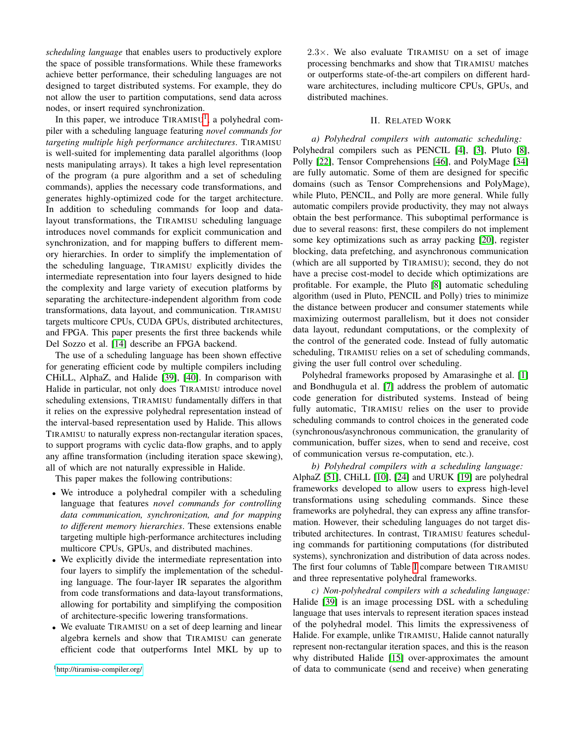*scheduling language* that enables users to productively explore the space of possible transformations. While these frameworks achieve better performance, their scheduling languages are not designed to target distributed systems. For example, they do not allow the user to partition computations, send data across nodes, or insert required synchronization.

In this paper, we introduce TIRAMISU[1], a polyhedral compiler with a scheduling language featuring *novel commands for targeting multiple high performance architectures*. TIRAMISU is well-suited for implementing data parallel algorithms (loop nests manipulating arrays). It takes a high level representation of the program (a pure algorithm and a set of scheduling commands), applies the necessary code transformations, and generates highly-optimized code for the target architecture. In addition to scheduling commands for loop and data-layout transformations, the TIRAMISU scheduling language introduces novel commands for explicit communication and synchronization, and for mapping buffers to different memory hierarchies. In order to simplify the implementation of the scheduling language, TIRAMISU explicitly divides the intermediate representation into four layers designed to hide the complexity and large variety of execution platforms by separating the architecture-independent algorithm from code transformations, data layout, and communication. TIRAMISU targets multicore CPUs, CUDA GPUs, distributed architectures, and FPGA. This paper presents the first three backends while Del Sozzo et al. [14] describe an FPGA backend.

The use of a scheduling language has been shown effective for generating efficient code by multiple compilers including CHiLL, AlphaZ, and Halide [39], [40]. In comparison with Halide in particular, not only does TIRAMISU introduce novel scheduling extensions, TIRAMISU fundamentally differs in that it relies on the expressive polyhedral representation instead of the interval-based representation used by Halide. This allows TIRAMISU to naturally express non-rectangular iteration spaces, to support programs with cyclic data-flow graphs, and to apply any affine transformation (including iteration space skewing), all of which are not naturally expressible in Halide.

This paper makes the following contributions:

- We introduce a polyhedral compiler with a scheduling language that features *novel commands for controlling data communication, synchronization, and for mapping to different memory hierarchies*. These extensions enable targeting multiple high-performance architectures including multicore CPUs, GPUs, and distributed machines.
- We explicitly divide the intermediate representation into four layers to simplify the implementation of the scheduling language. The four-layer IR separates the algorithm from code transformations and data-layout transformations, allowing for portability and simplifying the composition of architecture-specific lowering transformations.
- We evaluate TIRAMISU on a set of deep learning and linear algebra kernels and show that TIRAMISU can generate efficient code that outperforms Intel MKL by up to 2.3×. We also evaluate TIRAMISU on a set of image processing benchmarks and show that TIRAMISU matches or outperforms state-of-the-art compilers on different hardware architectures, including multicore CPUs, GPUs, and distributed machines.

[1] http://tiramisu-compiler.org/

## II. Related Work

*a) Polyhedral compilers with automatic scheduling:* Polyhedral compilers such as PENCIL [4], [3], Pluto [8], Polly [22], Tensor Comprehensions [46], and PolyMage [34] are fully automatic. Some of them are designed for specific domains (such as Tensor Comprehensions and PolyMage), while Pluto, PENCIL, and Polly are more general. While fully automatic compilers provide productivity, they may not always obtain the best performance. This suboptimal performance is due to several reasons: first, these compilers do not implement some key optimizations such as array packing [20], register blocking, data prefetching, and asynchronous communication (which are all supported by TIRAMISU); second, they do not have a precise cost-model to decide which optimizations are profitable. For example, the Pluto [8] automatic scheduling algorithm (used in Pluto, PENCIL and Polly) tries to minimize the distance between producer and consumer statements while maximizing outermost parallelism, but it does not consider data layout, redundant computations, or the complexity of the control of the generated code. Instead of fully automatic scheduling, TIRAMISU relies on a set of scheduling commands, giving the user full control over scheduling.

Polyhedral frameworks proposed by Amarasinghe et al. [1] and Bondhugula et al. [7] address the problem of automatic code generation for distributed systems. Instead of being fully automatic, TIRAMISU relies on the user to provide scheduling commands to control choices in the generated code (synchronous/asynchronous communication, the granularity of communication, buffer sizes, when to send and receive, cost of communication versus re-computation, etc.).

*b) Polyhedral compilers with a scheduling language:* AlphaZ [51], CHiLL [10], [24] and URUK [19] are polyhedral frameworks developed to allow users to express high-level transformations using scheduling commands. Since these frameworks are polyhedral, they can express any affine transformation. However, their scheduling languages do not target distributed architectures. In contrast, TIRAMISU features scheduling commands for partitioning computations (for distributed systems), synchronization and distribution of data across nodes. The first four columns of Table I compare between TIRAMISU and three representative polyhedral frameworks.

*c) Non-polyhedral compilers with a scheduling language:* Halide [39] is an image processing DSL with a scheduling language that uses intervals to represent iteration spaces instead of the polyhedral model. This limits the expressiveness of Halide. For example, unlike TIRAMISU, Halide cannot naturally represent non-rectangular iteration spaces, and this is the reason why distributed Halide [15] over-approximates the amount of data to communicate (send and receive) when generating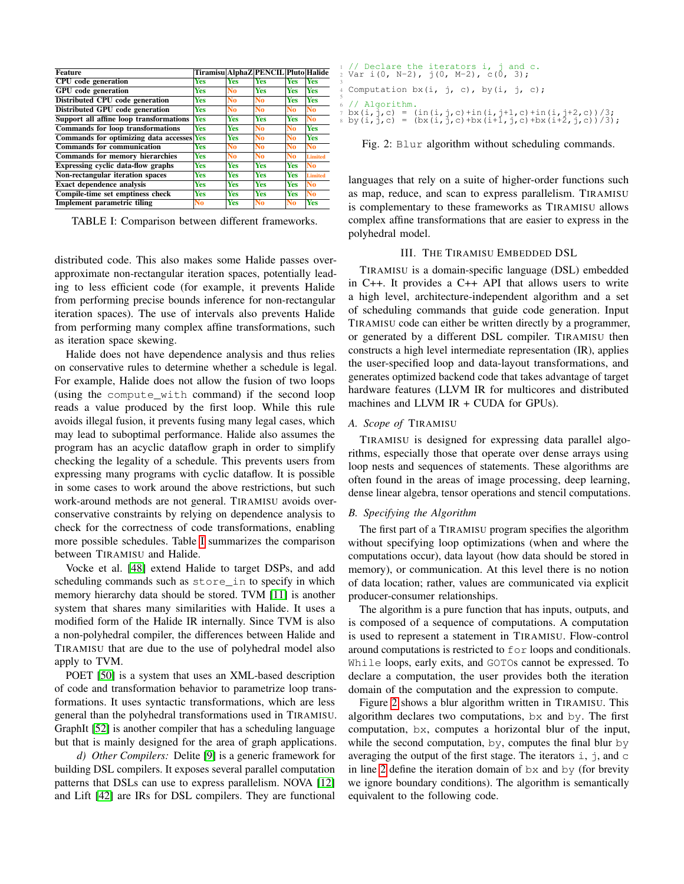| Feature | Tiramisu | AlphaZ | PENCIL | Pluto | Halide |
|---|---|---|---|---|---|
| CPU code generation | Yes | Yes | Yes | Yes | Yes |
| GPU code generation | Yes | No | Yes | Yes | Yes |
| Distributed CPU code generation | Yes | No | No | Yes | Yes |
| Distributed GPU code generation | Yes | No | No | No | No |
| Support all affine loop transformations | Yes | Yes | Yes | Yes | No |
| Commands for loop transformations | Yes | Yes | No | No | Yes |
| Commands for optimizing data accesses | Yes | Yes | No | No | Yes |
| Commands for communication | Yes | No | No | No | No |
| Commands for memory hierarchies | Yes | No | No | No | Limited |
| Expressing cyclic data-flow graphs | Yes | Yes | Yes | Yes | No |
| Non-rectangular iteration spaces | Yes | Yes | Yes | Yes | Limited |
| Exact dependence analysis | Yes | Yes | Yes | Yes | No |
| Compile-time set emptiness check | Yes | Yes | Yes | Yes | No |
| Implement parametric tiling | No | Yes | No | No | Yes |

TABLE I: Comparison between different frameworks.

distributed code. This also makes some Halide passes over-approximate non-rectangular iteration spaces, potentially leading to less efficient code (for example, it prevents Halide from performing precise bounds inference for non-rectangular iteration spaces). The use of intervals also prevents Halide from performing many complex affine transformations, such as iteration space skewing.

Halide does not have dependence analysis and thus relies on conservative rules to determine whether a schedule is legal. For example, Halide does not allow the fusion of two loops (using the `compute_with` command) if the second loop reads a value produced by the first loop. While this rule avoids illegal fusion, it prevents fusing many legal cases, which may lead to suboptimal performance. Halide also assumes the program has an acyclic dataflow graph in order to simplify checking the legality of a schedule. This prevents users from expressing many programs with cyclic dataflow. It is possible in some cases to work around the above restrictions, but such work-around methods are not general. Tiramisu avoids over-conservative constraints by relying on dependence analysis to check for the correctness of code transformations, enabling more possible schedules. Table I summarizes the comparison between Tiramisu and Halide.

Vocke et al. [48] extend Halide to target DSPs, and add scheduling commands such as `store_in` to specify in which memory hierarchy data should be stored. TVM [11] is another system that shares many similarities with Halide. It uses a modified form of the Halide IR internally. Since TVM is also a non-polyhedral compiler, the differences between Halide and Tiramisu that are due to the use of polyhedral model also apply to TVM.

POET [50] is a system that uses an XML-based description of code and transformation behavior to parametrize loop transformations. It uses syntactic transformations, which are less general than the polyhedral transformations used in Tiramisu. GraphIt [52] is another compiler that has a scheduling language but that is mainly designed for the area of graph applications.

*d) Other Compilers:* Delite [9] is a generic framework for building DSL compilers. It exposes several parallel computation patterns that DSLs can use to express parallelism. NOVA [12] and Lift [42] are IRs for DSL compilers. They are functional languages that rely on a suite of higher-order functions such as map, reduce, and scan to express parallelism. Tiramisu is complementary to these frameworks as Tiramisu allows complex affine transformations that are easier to express in the polyhedral model.

```
1 // Declare the iterators i, j and c.
2 Var i(0, N-2), j(0, M-2), c(0, 3);
3
4 Computation bx(i, j, c), by(i, j, c);
5
6 // Algorithm.
7 bx(i,j,c) = (in(i,j,c)+in(i,j+1,c)+in(i,j+2,c))/3;
8 by(i,j,c) = (bx(i,j,c)+bx(i+1,j,c)+bx(i+2,j,c))/3;
```

Fig. 2: `Blur` algorithm without scheduling commands.

## III. The Tiramisu Embedded DSL

Tiramisu is a domain-specific language (DSL) embedded in C++. It provides a C++ API that allows users to write a high level, architecture-independent algorithm and a set of scheduling commands that guide code generation. Input Tiramisu code can either be written directly by a programmer, or generated by a different DSL compiler. Tiramisu then constructs a high level intermediate representation (IR), applies the user-specified loop and data-layout transformations, and generates optimized backend code that takes advantage of target hardware features (LLVM IR for multicores and distributed machines and LLVM IR + CUDA for GPUs).

### A. Scope of Tiramisu

Tiramisu is designed for expressing data parallel algorithms, especially those that operate over dense arrays using loop nests and sequences of statements. These algorithms are often found in the areas of image processing, deep learning, dense linear algebra, tensor operations and stencil computations.

### B. Specifying the Algorithm

The first part of a Tiramisu program specifies the algorithm without specifying loop optimizations (when and where the computations occur), data layout (how data should be stored in memory), or communication. At this level there is no notion of data location; rather, values are communicated via explicit producer-consumer relationships.

The algorithm is a pure function that has inputs, outputs, and is composed of a sequence of computations. A computation is used to represent a statement in Tiramisu. Flow-control around computations is restricted to `for` loops and conditionals. `While` loops, early exits, and `GOTO`s cannot be expressed. To declare a computation, the user provides both the iteration domain of the computation and the expression to compute.

Figure 2 shows a blur algorithm written in Tiramisu. This algorithm declares two computations, `bx` and `by`. The first computation, `bx`, computes a horizontal blur of the input, while the second computation, `by`, computes the final blur `by` averaging the output of the first stage. The iterators `i`, `j`, and `c` in line 2 define the iteration domain of `bx` and `by` (for brevity we ignore boundary conditions). The algorithm is semantically equivalent to the following code.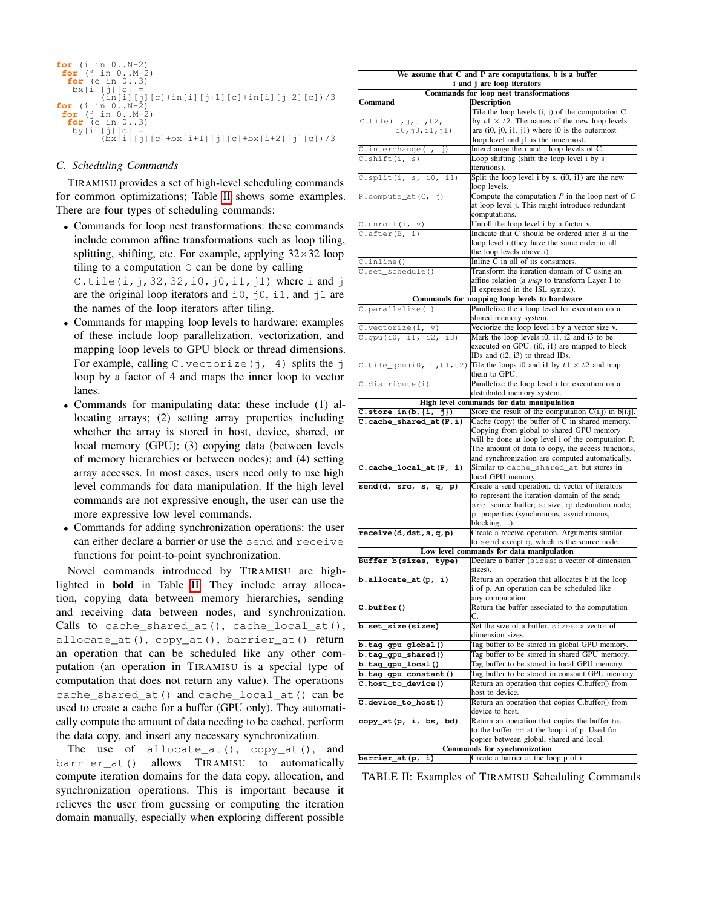```
for (i in 0..N-2)
 for (j in 0..M-2)
  for (c in 0..3)
   bx[i][j][c] =
         (in[i][j][c]+in[i][j+1][c]+in[i][j+2][c])/3
for (i in 0..N-2)
 for (j in 0..M-2)
  for (c in 0..3)
   by[i][j][c] =
         (bx[i][j][c]+bx[i+1][j][c]+bx[i+2][j][c])/3
```

### C. Scheduling Commands

TIRAMISU provides a set of high-level scheduling commands for common optimizations; Table II shows some examples. There are four types of scheduling commands:

- Commands for loop nest transformations: these commands include common affine transformations such as loop tiling, splitting, shifting, etc. For example, applying 32×32 loop tiling to a computation `C` can be done by calling `C.tile(i,j,32,32,i0,j0,i1,j1)` where `i` and `j` are the original loop iterators and `i0`, `j0`, `i1`, and `j1` are the names of the loop iterators after tiling.
- Commands for mapping loop levels to hardware: examples of these include loop parallelization, vectorization, and mapping loop levels to GPU block or thread dimensions. For example, calling `C.vectorize(j, 4)` splits the `j` loop by a factor of 4 and maps the inner loop to vector lanes.
- Commands for manipulating data: these include (1) allocating arrays; (2) setting array properties including whether the array is stored in host, device, shared, or local memory (GPU); (3) copying data (between levels of memory hierarchies or between nodes); and (4) setting array accesses. In most cases, users need only to use high level commands for data manipulation. If the high level commands are not expressive enough, the user can use the more expressive low level commands.
- Commands for adding synchronization operations: the user can either declare a barrier or use the `send` and `receive` functions for point-to-point synchronization.

Novel commands introduced by TIRAMISU are highlighted in **bold** in Table II. They include array allocation, copying data between memory hierarchies, sending and receiving data between nodes, and synchronization. Calls to `cache_shared_at()`, `cache_local_at()`, `allocate_at()`, `copy_at()`, `barrier_at()` return an operation that can be scheduled like any other computation (an operation in TIRAMISU is a special type of computation that does not return any value). The operations `cache_shared_at()` and `cache_local_at()` can be used to create a cache for a buffer (GPU only). They automatically compute the amount of data needing to be cached, perform the data copy, and insert any necessary synchronization.

The use of `allocate_at()`, `copy_at()`, and `barrier_at()` allows TIRAMISU to automatically compute iteration domains for the data copy, allocation, and synchronization operations. This is important because it relieves the user from guessing or computing the iteration domain manually, especially when exploring different possible

| Command | Description |
|---|---|
| **We assume that C and P are computations, b is a buffer; i and j are loop iterators** | |
| **Commands for loop nest transformations** | |
| `C.tile(i,j,t1,t2, i0,j0,i1,j1)` | Tile the loop levels (i, j) of the computation C by $t1 \times t2$. The names of the new loop levels are (i0, j0, i1, j1) where i0 is the outermost loop level and j1 is the innermost. |
| `C.interchange(i, j)` | Interchange the i and j loop levels of C. |
| `C.shift(i, s)` | Loop shifting (shift the loop level i by s iterations). |
| `C.split(i, s, i0, i1)` | Split the loop level i by s. (i0, i1) are the new loop levels. |
| `P.compute_at(C, j)` | Compute the computation *P* in the loop nest of *C* at loop level j. This might introduce redundant computations. |
| `C.unroll(i, v)` | Unroll the loop level i by a factor v. |
| `C.after(B, i)` | Indicate that C should be ordered after B at the loop level i (they have the same order in all the loop levels above i). |
| `C.inline()` | Inline C in all of its consumers. |
| `C.set_schedule()` | Transform the iteration domain of C using an affine relation (a *map* to transform Layer I to II expressed in the ISL syntax). |
| **Commands for mapping loop levels to hardware** | |
| `C.parallelize(i)` | Parallelize the i loop level for execution on a shared memory system. |
| `C.vectorize(i, v)` | Vectorize the loop level i by a vector size v. |
| `C.gpu(i0, i1, i2, i3)` | Mark the loop levels i0, i1, i2 and i3 to be executed on GPU. (i0, i1) are mapped to block IDs and (i2, i3) to thread IDs. |
| `C.tile_gpu(i0,i1,t1,t2)` | Tile the loops i0 and i1 by $t1 \times t2$ and map them to GPU. |
| `C.distribute(i)` | Parallelize the loop level i for execution on a distributed memory system. |
| **High level commands for data manipulation** | |
| **`C.store_in(b,{i, j})`** | Store the result of the computation C(i,j) in b[i,j]. |
| **`C.cache_shared_at(P,i)`** | Cache (copy) the buffer of C in shared memory. Copying from global to shared GPU memory will be done at loop level i of the computation P. The amount of data to copy, the access functions, and synchronization are computed automatically. |
| **`C.cache_local_at(P, i)`** | Similar to `cache_shared_at` but stores in local GPU memory. |
| **`send(d, src, s, q, p)`** | Create a send operation. `d`: vector of iterators to represent the iteration domain of the send; `src`: source buffer; `s`: size; `q`: destination node; `p`: properties (synchronous, asynchronous, blocking, ...). |
| **`receive(d,dst,s,q,p)`** | Create a receive operation. Arguments similar to `send` except `q`, which is the source node. |
| **Low level commands for data manipulation** | |
| **`Buffer b(sizes, type)`** | Declare a buffer (`sizes`: a vector of dimension sizes). |
| **`b.allocate_at(p, i)`** | Return an operation that allocates b at the loop i of p. An operation can be scheduled like any computation. |
| **`C.buffer()`** | Return the buffer associated to the computation C. |
| **`b.set_size(sizes)`** | Set the size of a buffer. `sizes`: a vector of dimension sizes. |
| **`b.tag_gpu_global()`** | Tag buffer to be stored in global GPU memory. |
| **`b.tag_gpu_shared()`** | Tag buffer to be stored in shared GPU memory. |
| **`b.tag_gpu_local()`** | Tag buffer to be stored in local GPU memory. |
| **`b.tag_gpu_constant()`** | Tag buffer to be stored in constant GPU memory. |
| **`C.host_to_device()`** | Return an operation that copies C.buffer() from host to device. |
| **`C.device_to_host()`** | Return an operation that copies C.buffer() from device to host. |
| **`copy_at(p, i, bs, bd)`** | Return an operation that copies the buffer `bs` to the buffer `bd` at the loop i of p. Used for copies between global, shared and local. |
| **Commands for synchronization** | |
| **`barrier_at(p, i)`** | Create a barrier at the loop p of i. |

TABLE II: Examples of TIRAMISU Scheduling Commands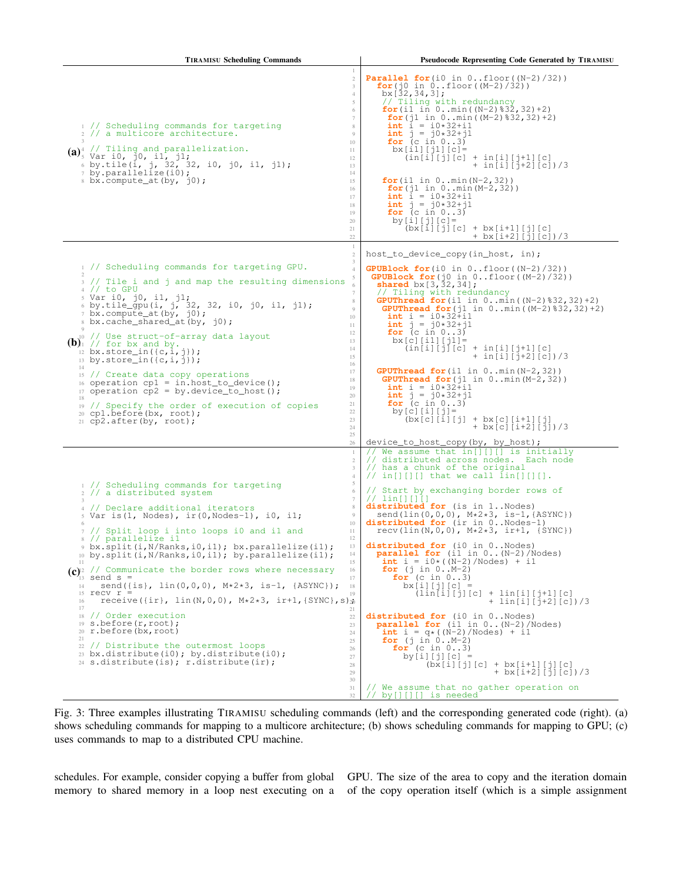| Tiramisu Scheduling Commands | Pseudocode Representing Code Generated by Tiramisu |
|---|---|
| (a) | |

**(a)** Tiramisu Scheduling Commands:

```
// Scheduling commands for targeting
// a multicore architecture.

// Tiling and parallelization.
Var i0, j0, i1, j1;
by.tile(i, j, 32, 32, i0, j0, i1, j1);
by.parallelize(i0);
bx.compute_at(by, j0);
```

Pseudocode Representing Code Generated by Tiramisu:

```

Parallel for(i0 in 0..floor((N-2)/32))
  for(j0 in 0..floor((M-2)/32))
   bx[32,34,3];
   // Tiling with redundancy
   for(i1 in 0..min((N-2)%32,32)+2)
    for(j1 in 0..min((M-2)%32,32)+2)
    int i = i0*32+i1
    int j = j0*32+j1
    for (c in 0..3)
     bx[i1][j1][c]=
        (in[i][j][c] + in[i][j+1][c]
                     + in[i][j+2][c])/3

   for(i1 in 0..min(N-2,32))
    for(j1 in 0..min(M-2,32))
    int i = i0*32+i1
    int j = j0*32+j1
    for (c in 0..3)
     by[i][j][c]=
        (bx[i][j][c] + bx[i+1][j][c]
                     + bx[i+2][j][c])/3
```

**(b)** Tiramisu Scheduling Commands:

```
// Scheduling commands for targeting GPU.

// Tile i and j and map the resulting dimensions
// to GPU
Var i0, j0, i1, j1;
by.tile_gpu(i, j, 32, 32, i0, j0, i1, j1);
bx.compute_at(by, j0);
bx.cache_shared_at(by, j0);

// Use struct-of-array data layout
// for bx and by.
bx.store_in({c,i,j});
by.store_in({c,i,j});

// Create data copy operations
operation cp1 = in.host_to_device();
operation cp2 = by.device_to_host();

// Specify the order of execution of copies
cp1.before(bx, root);
cp2.after(by, root);
```

Pseudocode Representing Code Generated by Tiramisu:

```

host_to_device_copy(in_host, in);

GPUBlock for(i0 in 0..floor((N-2)/32))
 GPUBlock for(j0 in 0..floor((M-2)/32))
  shared bx[3,32,34];
  // Tiling with redundancy
  GPUThread for(i1 in 0..min((N-2)%32,32)+2)
   GPUThread for(j1 in 0..min((M-2)%32,32)+2)
    int i = i0*32+i1
    int j = j0*32+j1
    for (c in 0..3)
     bx[c][i1][j1]=
        (in[i][j][c] + in[i][j+1][c]
                     + in[i][j+2][c])/3

  GPUThread for(i1 in 0..min(N-2,32))
   GPUThread for(j1 in 0..min(M-2,32))
    int i = i0*32+i1
    int j = j0*32+j1
    for (c in 0..3)
     by[c][i][j]=
        (bx[c][i][j] + bx[c][i+1][j]
                     + bx[c][i+2][j])/3

device_to_host_copy(by, by_host);
```

**(c)** Tiramisu Scheduling Commands:

```
// Scheduling commands for targeting
// a distributed system

// Declare additional iterators
Var is(1, Nodes), ir(0,Nodes-1), i0, i1;

// Split loop i into loops i0 and i1 and
// parallelize i1
bx.split(i,N/Ranks,i0,i1); bx.parallelize(i1);
by.split(i,N/Ranks,i0,i1); by.parallelize(i1);

// Communicate the border rows where necessary
send s =
  send({is}, lin(0,0,0), M*2*3, is-1, {ASYNC});
recv r =
  receive({ir}, lin(N,0,0), M*2*3, ir+1,{SYNC},s);

// Order execution
s.before(r,root);
r.before(bx,root)

// Distribute the outermost loops
bx.distribute(i0); by.distribute(i0);
s.distribute(is); r.distribute(ir);
```

Pseudocode Representing Code Generated by Tiramisu:

```
// We assume that in[][][] is initially
// distributed across nodes.  Each node
// has a chunk of the original
// in[][][] that we call lin[][][].

// Start by exchanging border rows of
// lin[][][]
distributed for (is in 1..Nodes)
  send(lin(0,0,0), M*2*3, is-1,{ASYNC})
distributed for (ir in 0..Nodes-1)
  recv(lin(N,0,0), M*2*3, ir+1, {SYNC})

distributed for (i0 in 0..Nodes)
  parallel for (i1 in 0..(N-2)/Nodes)
   int i = i0*((N-2)/Nodes) + i1
   for (j in 0..M-2)
     for (c in 0..3)
       bx[i][j][c] =
         (lin[i][j][c] + lin[i][j+1][c]
                       + lin[i][j+2][c])/3

distributed for (i0 in 0..Nodes)
  parallel for (i1 in 0..(N-2)/Nodes)
   int i = q*((N-2)/Nodes) + i1
   for (j in 0..M-2)
     for (c in 0..3)
       by[i][j][c] =
           (bx[i][j][c] + bx[i+1][j][c]
                        + bx[i+2][j][c])/3

// We assume that no gather operation on
// by[][][] is needed
```

Fig. 3: Three examples illustrating Tiramisu scheduling commands (left) and the corresponding generated code (right). (a) shows scheduling commands for mapping to a multicore architecture; (b) shows scheduling commands for mapping to GPU; (c) uses commands to map to a distributed CPU machine.

schedules. For example, consider copying a buffer from global memory to shared memory in a loop nest executing on a GPU. The size of the area to copy and the iteration domain of the copy operation itself (which is a simple assignment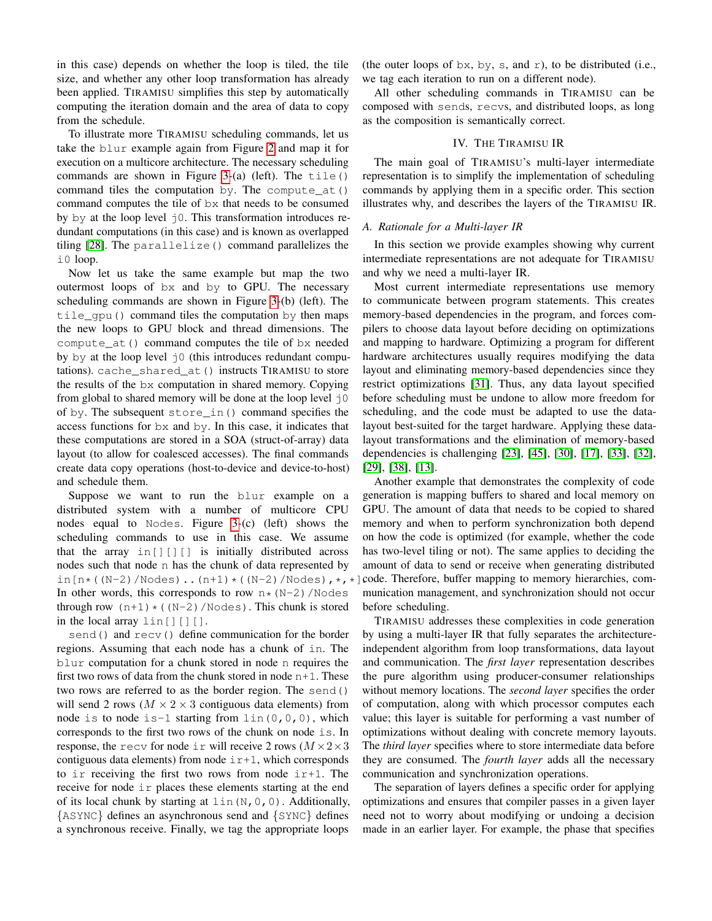in this case) depends on whether the loop is tiled, the tile size, and whether any other loop transformation has already been applied. TIRAMISU simplifies this step by automatically computing the iteration domain and the area of data to copy from the schedule.

To illustrate more TIRAMISU scheduling commands, let us take the `blur` example again from Figure 2 and map it for execution on a multicore architecture. The necessary scheduling commands are shown in Figure 3-(a) (left). The `tile()` command tiles the computation `by`. The `compute_at()` command computes the tile of `bx` that needs to be consumed by `by` at the loop level `j0`. This transformation introduces redundant computations (in this case) and is known as overlapped tiling [28]. The `parallelize()` command parallelizes the `i0` loop.

Now let us take the same example but map the two outermost loops of `bx` and `by` to GPU. The necessary scheduling commands are shown in Figure 3-(b) (left). The `tile_gpu()` command tiles the computation `by` then maps the new loops to GPU block and thread dimensions. The `compute_at()` command computes the tile of `bx` needed by `by` at the loop level `j0` (this introduces redundant computations). `cache_shared_at()` instructs TIRAMISU to store the results of the `bx` computation in shared memory. Copying from global to shared memory will be done at the loop level `j0` of `by`. The subsequent `store_in()` command specifies the access functions for `bx` and `by`. In this case, it indicates that these computations are stored in a SOA (struct-of-array) data layout (to allow for coalesced accesses). The final commands create data copy operations (host-to-device and device-to-host) and schedule them.

Suppose we want to run the `blur` example on a distributed system with a number of multicore CPU nodes equal to `Nodes`. Figure 3-(c) (left) shows the scheduling commands to use in this case. We assume that the array `in[][][]` is initially distributed across nodes such that node `n` has the chunk of data represented by `in[n*((N-2)/Nodes)..(n+1)*((N-2)/Nodes),*,*]`. In other words, this corresponds to row `n*(N-2)/Nodes` through row `(n+1)*((N-2)/Nodes)`. This chunk is stored in the local array `lin[][][]`.

`send()` and `recv()` define communication for the border regions. Assuming that each node has a chunk of `in`. The `blur` computation for a chunk stored in node `n` requires the first two rows of data from the chunk stored in node `n+1`. These two rows are referred to as the border region. The `send()` will send 2 rows ($M \times 2 \times 3$ contiguous data elements) from node `is` to node `is-1` starting from `lin(0,0,0)`, which corresponds to the first two rows of the chunk on node `is`. In response, the `recv` for node `ir` will receive 2 rows ($M \times 2 \times 3$ contiguous data elements) from node `ir+1`, which corresponds to `ir` receiving the first two rows from node `ir+1`. The receive for node `ir` places these elements starting at the end of its local chunk by starting at `lin(N,0,0)`. Additionally, {`ASYNC`} defines an asynchronous send and {`SYNC`} defines a synchronous receive. Finally, we tag the appropriate loops (the outer loops of `bx`, `by`, `s`, and `r`), to be distributed (i.e., we tag each iteration to run on a different node).

All other scheduling commands in TIRAMISU can be composed with `send`s, `recv`s, and distributed loops, as long as the composition is semantically correct.

## IV. The Tiramisu IR

The main goal of TIRAMISU's multi-layer intermediate representation is to simplify the implementation of scheduling commands by applying them in a specific order. This section illustrates why, and describes the layers of the TIRAMISU IR.

### A. Rationale for a Multi-layer IR

In this section we provide examples showing why current intermediate representations are not adequate for TIRAMISU and why we need a multi-layer IR.

Most current intermediate representations use memory to communicate between program statements. This creates memory-based dependencies in the program, and forces compilers to choose data layout before deciding on optimizations and mapping to hardware. Optimizing a program for different hardware architectures usually requires modifying the data layout and eliminating memory-based dependencies since they restrict optimizations [31]. Thus, any data layout specified before scheduling must be undone to allow more freedom for scheduling, and the code must be adapted to use the data-layout best-suited for the target hardware. Applying these data-layout transformations and the elimination of memory-based dependencies is challenging [23], [45], [30], [17], [33], [32], [29], [38], [13].

Another example that demonstrates the complexity of code generation is mapping buffers to shared and local memory on GPU. The amount of data that needs to be copied to shared memory and when to perform synchronization both depend on how the code is optimized (for example, whether the code has two-level tiling or not). The same applies to deciding the amount of data to send or receive when generating distributed code. Therefore, buffer mapping to memory hierarchies, communication management, and synchronization should not occur before scheduling.

TIRAMISU addresses these complexities in code generation by using a multi-layer IR that fully separates the architecture-independent algorithm from loop transformations, data layout and communication. The *first layer* representation describes the pure algorithm using producer-consumer relationships without memory locations. The *second layer* specifies the order of computation, along with which processor computes each value; this layer is suitable for performing a vast number of optimizations without dealing with concrete memory layouts. The *third layer* specifies where to store intermediate data before they are consumed. The *fourth layer* adds all the necessary communication and synchronization operations.

The separation of layers defines a specific order for applying optimizations and ensures that compiler passes in a given layer need not to worry about modifying or undoing a decision made in an earlier layer. For example, the phase that specifies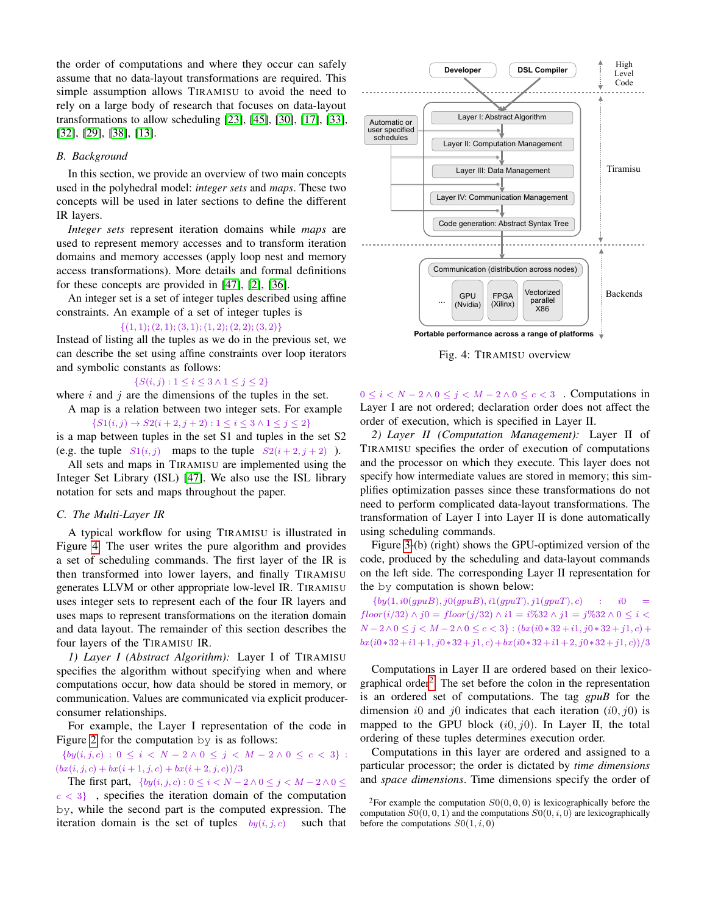the order of computations and where they occur can safely assume that no data-layout transformations are required. This simple assumption allows TIRAMISU to avoid the need to rely on a large body of research that focuses on data-layout transformations to allow scheduling [23], [45], [30], [17], [33], [32], [29], [38], [13].

### B. Background

In this section, we provide an overview of two main concepts used in the polyhedral model: *integer sets* and *maps*. These two concepts will be used in later sections to define the different IR layers.

*Integer sets* represent iteration domains while *maps* are used to represent memory accesses and to transform iteration domains and memory accesses (apply loop nest and memory access transformations). More details and formal definitions for these concepts are provided in [47], [2], [36].

An integer set is a set of integer tuples described using affine constraints. An example of a set of integer tuples is

$$\{(1,1);(2,1);(3,1);(1,2);(2,2);(3,2)\}$$

Instead of listing all the tuples as we do in the previous set, we can describe the set using affine constraints over loop iterators and symbolic constants as follows:

$$\{S(i,j) : 1 \le i \le 3 \wedge 1 \le j \le 2\}$$

where $i$ and $j$ are the dimensions of the tuples in the set.

A map is a relation between two integer sets. For example

$$\{S1(i,j) \rightarrow S2(i+2,j+2) : 1 \le i \le 3 \wedge 1 \le j \le 2\}$$

is a map between tuples in the set S1 and tuples in the set S2 (e.g. the tuple $S1(i,j)$ maps to the tuple $S2(i+2,j+2)$ ).

All sets and maps in TIRAMISU are implemented using the Integer Set Library (ISL) [47]. We also use the ISL library notation for sets and maps throughout the paper.

### C. The Multi-Layer IR

A typical workflow for using TIRAMISU is illustrated in Figure 4. The user writes the pure algorithm and provides a set of scheduling commands. The first layer of the IR is then transformed into lower layers, and finally TIRAMISU generates LLVM or other appropriate low-level IR. TIRAMISU uses integer sets to represent each of the four IR layers and uses maps to represent transformations on the iteration domain and data layout. The remainder of this section describes the four layers of the TIRAMISU IR.

*1) Layer I (Abstract Algorithm):* Layer I of TIRAMISU specifies the algorithm without specifying when and where computations occur, how data should be stored in memory, or communication. Values are communicated via explicit producer-consumer relationships.

For example, the Layer I representation of the code in Figure 2 for the computation `by` is as follows:

$$\{by(i,j,c) : 0 \le i < N-2 \wedge 0 \le j < M-2 \wedge 0 \le c < 3\} : (bx(i,j,c) + bx(i+1,j,c) + bx(i+2,j,c))/3$$

The first part, $\{by(i,j,c) : 0 \le i < N-2 \wedge 0 \le j < M-2 \wedge 0 \le c < 3\}$ , specifies the iteration domain of the computation `by`, while the second part is the computed expression. The iteration domain is the set of tuples $by(i,j,c)$ such that $0 \le i < N-2 \wedge 0 \le j < M-2 \wedge 0 \le c < 3$ . Computations in Layer I are not ordered; declaration order does not affect the order of execution, which is specified in Layer II.

Fig. 4: TIRAMISU overview

*2) Layer II (Computation Management):* Layer II of TIRAMISU specifies the order of execution of computations and the processor on which they execute. This layer does not specify how intermediate values are stored in memory; this simplifies optimization passes since these transformations do not need to perform complicated data-layout transformations. The transformation of Layer I into Layer II is done automatically using scheduling commands.

Figure 3-(b) (right) shows the GPU-optimized version of the code, produced by the scheduling and data-layout commands on the left side. The corresponding Layer II representation for the `by` computation is shown below:

$$\{by(1,i0(gpuB),j0(gpuB),i1(gpuT),j1(gpuT),c) : i0 = floor(i/32) \wedge j0 = floor(j/32) \wedge i1 = i\%32 \wedge j1 = j\%32 \wedge 0 \le i < N-2 \wedge 0 \le j < M-2 \wedge 0 \le c < 3\} : (bx(i0*32+i1,j0*32+j1,c) + bx(i0*32+i1+1,j0*32+j1,c) + bx(i0*32+i1+2,j0*32+j1,c))/3$$

Computations in Layer II are ordered based on their lexicographical order[2]. The set before the colon in the representation is an ordered set of computations. The tag *gpuB* for the dimension $i0$ and $j0$ indicates that each iteration $(i0, j0)$ is mapped to the GPU block $(i0, j0)$. In Layer II, the total ordering of these tuples determines execution order.

Computations in this layer are ordered and assigned to a particular processor; the order is dictated by *time dimensions* and *space dimensions*. Time dimensions specify the order of

[2] For example the computation $S0(0,0,0)$ is lexicographically before the computation $S0(0,0,1)$ and the computations $S0(0,i,0)$ are lexicographically before the computations $S0(1,i,0)$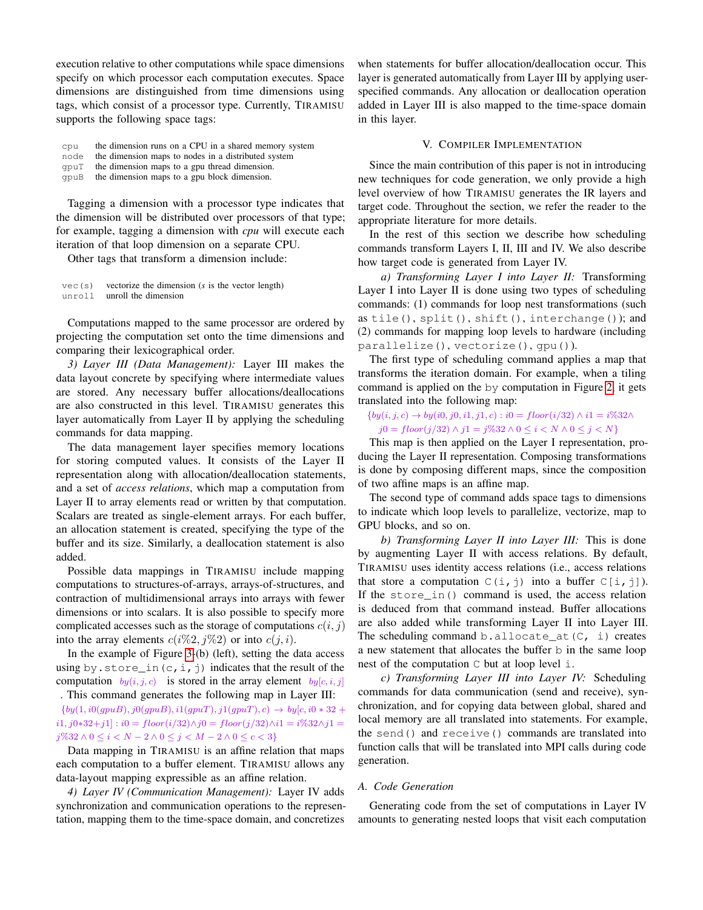execution relative to other computations while space dimensions specify on which processor each computation executes. Space dimensions are distinguished from time dimensions using tags, which consist of a processor type. Currently, TIRAMISU supports the following space tags:

| | |
|---|---|
| `cpu` | the dimension runs on a CPU in a shared memory system |
| `node` | the dimension maps to nodes in a distributed system |
| `gpuT` | the dimension maps to a gpu thread dimension. |
| `gpuB` | the dimension maps to a gpu block dimension. |

Tagging a dimension with a processor type indicates that the dimension will be distributed over processors of that type; for example, tagging a dimension with *cpu* will execute each iteration of that loop dimension on a separate CPU.

Other tags that transform a dimension include:

| | |
|---|---|
| `vec(s)` | vectorize the dimension ($s$ is the vector length) |
| `unroll` | unroll the dimension |

Computations mapped to the same processor are ordered by projecting the computation set onto the time dimensions and comparing their lexicographical order.

*3) Layer III (Data Management):* Layer III makes the data layout concrete by specifying where intermediate values are stored. Any necessary buffer allocations/deallocations are also constructed in this level. TIRAMISU generates this layer automatically from Layer II by applying the scheduling commands for data mapping.

The data management layer specifies memory locations for storing computed values. It consists of the Layer II representation along with allocation/deallocation statements, and a set of *access relations*, which map a computation from Layer II to array elements read or written by that computation. Scalars are treated as single-element arrays. For each buffer, an allocation statement is created, specifying the type of the buffer and its size. Similarly, a deallocation statement is also added.

Possible data mappings in TIRAMISU include mapping computations to structures-of-arrays, arrays-of-structures, and contraction of multidimensional arrays into arrays with fewer dimensions or into scalars. It is also possible to specify more complicated accesses such as the storage of computations $c(i, j)$ into the array elements $c(i\%2, j\%2)$ or into $c(j, i)$.

In the example of Figure 3-(b) (left), setting the data access using `by.store_in(c,i,j)` indicates that the result of the computation $by(i, j, c)$ is stored in the array element $by[c, i, j]$. This command generates the following map in Layer III:

$$\{by(1, i0(gpuB), j0(gpuB), i1(gpuT), j1(gpuT), c) \rightarrow by[c, i0*32+i1, j0*32+j1] : i0 = floor(i/32) \wedge j0 = floor(j/32) \wedge i1 = i\%32 \wedge j1 = j\%32 \wedge 0 \leq i < N-2 \wedge 0 \leq j < M-2 \wedge 0 \leq c < 3\}$$

Data mapping in TIRAMISU is an affine relation that maps each computation to a buffer element. TIRAMISU allows any data-layout mapping expressible as an affine relation.

*4) Layer IV (Communication Management):* Layer IV adds synchronization and communication operations to the representation, mapping them to the time-space domain, and concretizes when statements for buffer allocation/deallocation occur. This layer is generated automatically from Layer III by applying user-specified commands. Any allocation or deallocation operation added in Layer III is also mapped to the time-space domain in this layer.

## V. Compiler Implementation

Since the main contribution of this paper is not in introducing new techniques for code generation, we only provide a high level overview of how TIRAMISU generates the IR layers and target code. Throughout the section, we refer the reader to the appropriate literature for more details.

In the rest of this section we describe how scheduling commands transform Layers I, II, III and IV. We also describe how target code is generated from Layer IV.

*a) Transforming Layer I into Layer II:* Transforming Layer I into Layer II is done using two types of scheduling commands: (1) commands for loop nest transformations (such as `tile()`, `split()`, `shift()`, `interchange()`); and (2) commands for mapping loop levels to hardware (including `parallelize()`, `vectorize()`, `gpu()`).

The first type of scheduling command applies a map that transforms the iteration domain. For example, when a tiling command is applied on the `by` computation in Figure 2, it gets translated into the following map:

$$\{by(i, j, c) \rightarrow by(i0, j0, i1, j1, c) : i0 = floor(i/32) \wedge i1 = i\%32 \wedge j0 = floor(j/32) \wedge j1 = j\%32 \wedge 0 \leq i < N \wedge 0 \leq j < N\}$$

This map is then applied on the Layer I representation, producing the Layer II representation. Composing transformations is done by composing different maps, since the composition of two affine maps is an affine map.

The second type of command adds space tags to dimensions to indicate which loop levels to parallelize, vectorize, map to GPU blocks, and so on.

*b) Transforming Layer II into Layer III:* This is done by augmenting Layer II with access relations. By default, TIRAMISU uses identity access relations (i.e., access relations that store a computation `C(i,j)` into a buffer `C[i,j]`). If the `store_in()` command is used, the access relation is deduced from that command instead. Buffer allocations are also added while transforming Layer II into Layer III. The scheduling command `b.allocate_at(C, i)` creates a new statement that allocates the buffer `b` in the same loop nest of the computation `C` but at loop level `i`.

*c) Transforming Layer III into Layer IV:* Scheduling commands for data communication (send and receive), synchronization, and for copying data between global, shared and local memory are all translated into statements. For example, the `send()` and `receive()` commands are translated into function calls that will be translated into MPI calls during code generation.

### A. Code Generation

Generating code from the set of computations in Layer IV amounts to generating nested loops that visit each computation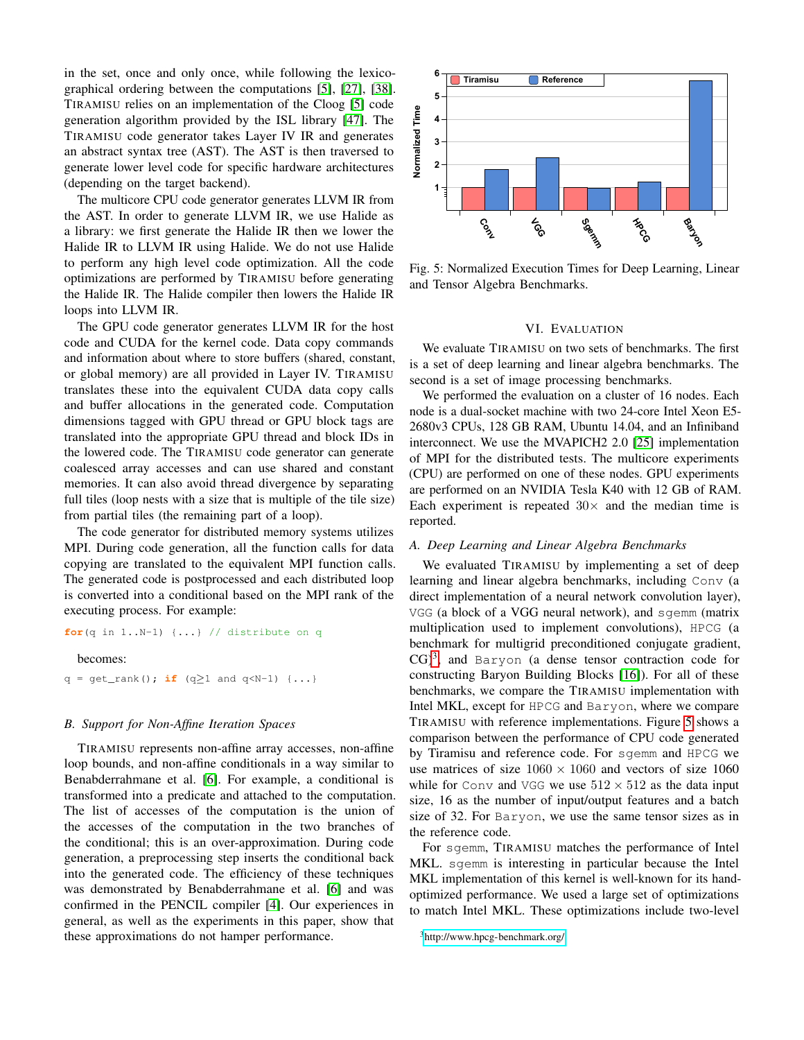in the set, once and only once, while following the lexicographical ordering between the computations [5], [27], [38]. TIRAMISU relies on an implementation of the Cloog [5] code generation algorithm provided by the ISL library [47]. The TIRAMISU code generator takes Layer IV IR and generates an abstract syntax tree (AST). The AST is then traversed to generate lower level code for specific hardware architectures (depending on the target backend).

The multicore CPU code generator generates LLVM IR from the AST. In order to generate LLVM IR, we use Halide as a library: we first generate the Halide IR then we lower the Halide IR to LLVM IR using Halide. We do not use Halide to perform any high level code optimization. All the code optimizations are performed by TIRAMISU before generating the Halide IR. The Halide compiler then lowers the Halide IR loops into LLVM IR.

The GPU code generator generates LLVM IR for the host code and CUDA for the kernel code. Data copy commands and information about where to store buffers (shared, constant, or global memory) are all provided in Layer IV. TIRAMISU translates these into the equivalent CUDA data copy calls and buffer allocations in the generated code. Computation dimensions tagged with GPU thread or GPU block tags are translated into the appropriate GPU thread and block IDs in the lowered code. The TIRAMISU code generator can generate coalesced array accesses and can use shared and constant memories. It can also avoid thread divergence by separating full tiles (loop nests with a size that is multiple of the tile size) from partial tiles (the remaining part of a loop).

The code generator for distributed memory systems utilizes MPI. During code generation, all the function calls for data copying are translated to the equivalent MPI function calls. The generated code is postprocessed and each distributed loop is converted into a conditional based on the MPI rank of the executing process. For example:

```
for(q in 1..N-1) {...} // distribute on q
```

becomes:

```
q = get_rank(); if (q≥1 and q<N-1) {...}
```

### B. Support for Non-Affine Iteration Spaces

TIRAMISU represents non-affine array accesses, non-affine loop bounds, and non-affine conditionals in a way similar to Benabderrahmane et al. [6]. For example, a conditional is transformed into a predicate and attached to the computation. The list of accesses of the computation is the union of the accesses of the computation in the two branches of the conditional; this is an over-approximation. During code generation, a preprocessing step inserts the conditional back into the generated code. The efficiency of these techniques was demonstrated by Benabderrahmane et al. [6] and was confirmed in the PENCIL compiler [4]. Our experiences in general, as well as the experiments in this paper, show that these approximations do not hamper performance.

Fig. 5: Normalized Execution Times for Deep Learning, Linear and Tensor Algebra Benchmarks.

## VI. EVALUATION

We evaluate TIRAMISU on two sets of benchmarks. The first is a set of deep learning and linear algebra benchmarks. The second is a set of image processing benchmarks.

We performed the evaluation on a cluster of 16 nodes. Each node is a dual-socket machine with two 24-core Intel Xeon E5-2680v3 CPUs, 128 GB RAM, Ubuntu 14.04, and an Infiniband interconnect. We use the MVAPICH2 2.0 [25] implementation of MPI for the distributed tests. The multicore experiments (CPU) are performed on one of these nodes. GPU experiments are performed on an NVIDIA Tesla K40 with 12 GB of RAM. Each experiment is repeated $30\times$ and the median time is reported.

### A. Deep Learning and Linear Algebra Benchmarks

We evaluated TIRAMISU by implementing a set of deep learning and linear algebra benchmarks, including `Conv` (a direct implementation of a neural network convolution layer), `VGG` (a block of a VGG neural network), and `sgemm` (matrix multiplication used to implement convolutions), `HPCG` (a benchmark for multigrid preconditioned conjugate gradient, CG)[3], and `Baryon` (a dense tensor contraction code for constructing Baryon Building Blocks [16]). For all of these benchmarks, we compare the TIRAMISU implementation with Intel MKL, except for `HPCG` and `Baryon`, where we compare TIRAMISU with reference implementations. Figure 5 shows a comparison between the performance of CPU code generated by Tiramisu and reference code. For `sgemm` and `HPCG` we use matrices of size $1060 \times 1060$ and vectors of size 1060 while for `Conv` and `VGG` we use $512 \times 512$ as the data input size, 16 as the number of input/output features and a batch size of 32. For `Baryon`, we use the same tensor sizes as in the reference code.

For `sgemm`, TIRAMISU matches the performance of Intel MKL. `sgemm` is interesting in particular because the Intel MKL implementation of this kernel is well-known for its hand-optimized performance. We used a large set of optimizations to match Intel MKL. These optimizations include two-level

[3] http://www.hpcg-benchmark.org/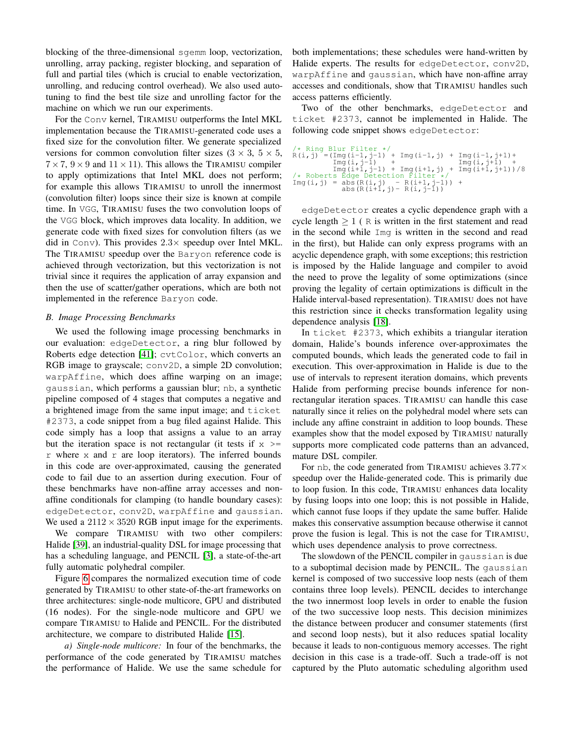blocking of the three-dimensional sgemm loop, vectorization, unrolling, array packing, register blocking, and separation of full and partial tiles (which is crucial to enable vectorization, unrolling, and reducing control overhead). We also used autotuning to find the best tile size and unrolling factor for the machine on which we run our experiments.

For the Conv kernel, TIRAMISU outperforms the Intel MKL implementation because the TIRAMISU-generated code uses a fixed size for the convolution filter. We generate specialized versions for common convolution filter sizes ($3 \times 3$, $5 \times 5$, $7 \times 7$, $9 \times 9$ and $11 \times 11$). This allows the TIRAMISU compiler to apply optimizations that Intel MKL does not perform; for example this allows TIRAMISU to unroll the innermost (convolution filter) loops since their size is known at compile time. In VGG, TIRAMISU fuses the two convolution loops of the VGG block, which improves data locality. In addition, we generate code with fixed sizes for convolution filters (as we did in Conv). This provides $2.3\times$ speedup over Intel MKL. The TIRAMISU speedup over the Baryon reference code is achieved through vectorization, but this vectorization is not trivial since it requires the application of array expansion and then the use of scatter/gather operations, which are both not implemented in the reference Baryon code.

### B. Image Processing Benchmarks

We used the following image processing benchmarks in our evaluation: edgeDetector, a ring blur followed by Roberts edge detection [41]; cvtColor, which converts an RGB image to grayscale; conv2D, a simple 2D convolution; warpAffine, which does affine warping on an image; gaussian, which performs a gaussian blur; nb, a synthetic pipeline composed of 4 stages that computes a negative and a brightened image from the same input image; and ticket #2373, a code snippet from a bug filed against Halide. This code simply has a loop that assigns a value to an array but the iteration space is not rectangular (it tests if x >= r where x and r are loop iterators). The inferred bounds in this code are over-approximated, causing the generated code to fail due to an assertion during execution. Four of these benchmarks have non-affine array accesses and non-affine conditionals for clamping (to handle boundary cases): edgeDetector, conv2D, warpAffine and gaussian. We used a $2112 \times 3520$ RGB input image for the experiments.

We compare TIRAMISU with two other compilers: Halide [39], an industrial-quality DSL for image processing that has a scheduling language, and PENCIL [3], a state-of-the-art fully automatic polyhedral compiler.

Figure 6 compares the normalized execution time of code generated by TIRAMISU to other state-of-the-art frameworks on three architectures: single-node multicore, GPU and distributed (16 nodes). For the single-node multicore and GPU we compare TIRAMISU to Halide and PENCIL. For the distributed architecture, we compare to distributed Halide [15].

*a) Single-node multicore:* In four of the benchmarks, the performance of the code generated by TIRAMISU matches the performance of Halide. We use the same schedule for both implementations; these schedules were hand-written by Halide experts. The results for edgeDetector, conv2D, warpAffine and gaussian, which have non-affine array accesses and conditionals, show that TIRAMISU handles such access patterns efficiently.

Two of the other benchmarks, edgeDetector and ticket #2373, cannot be implemented in Halide. The following code snippet shows edgeDetector:

```
/* Ring Blur Filter */
R(i,j) =(Img(i-1,j-1) + Img(i-1,j) + Img(i-1,j+1)+
         Img(i,j-1)   +              Img(i,j+1)   +
         Img(i+1,j-1) + Img(i+1,j) + Img(i+1,j+1))/8
/* Roberts Edge Detection Filter */
Img(i,j) = abs(R(i,j)  - R(i+1,j-1)) +
           abs(R(i+1,j)- R(i,j-1))
```

edgeDetector creates a cyclic dependence graph with a cycle length $\geq 1$ ( R is written in the first statement and read in the second while Img is written in the second and read in the first), but Halide can only express programs with an acyclic dependence graph, with some exceptions; this restriction is imposed by the Halide language and compiler to avoid the need to prove the legality of some optimizations (since proving the legality of certain optimizations is difficult in the Halide interval-based representation). TIRAMISU does not have this restriction since it checks transformation legality using dependence analysis [18].

In ticket #2373, which exhibits a triangular iteration domain, Halide's bounds inference over-approximates the computed bounds, which leads the generated code to fail in execution. This over-approximation in Halide is due to the use of intervals to represent iteration domains, which prevents Halide from performing precise bounds inference for non-rectangular iteration spaces. TIRAMISU can handle this case naturally since it relies on the polyhedral model where sets can include any affine constraint in addition to loop bounds. These examples show that the model exposed by TIRAMISU naturally supports more complicated code patterns than an advanced, mature DSL compiler.

For nb, the code generated from TIRAMISU achieves $3.77\times$ speedup over the Halide-generated code. This is primarily due to loop fusion. In this code, TIRAMISU enhances data locality by fusing loops into one loop; this is not possible in Halide, which cannot fuse loops if they update the same buffer. Halide makes this conservative assumption because otherwise it cannot prove the fusion is legal. This is not the case for TIRAMISU, which uses dependence analysis to prove correctness.

The slowdown of the PENCIL compiler in gaussian is due to a suboptimal decision made by PENCIL. The gaussian kernel is composed of two successive loop nests (each of them contains three loop levels). PENCIL decides to interchange the two innermost loop levels in order to enable the fusion of the two successive loop nests. This decision minimizes the distance between producer and consumer statements (first and second loop nests), but it also reduces spatial locality because it leads to non-contiguous memory accesses. The right decision in this case is a trade-off. Such a trade-off is not captured by the Pluto automatic scheduling algorithm used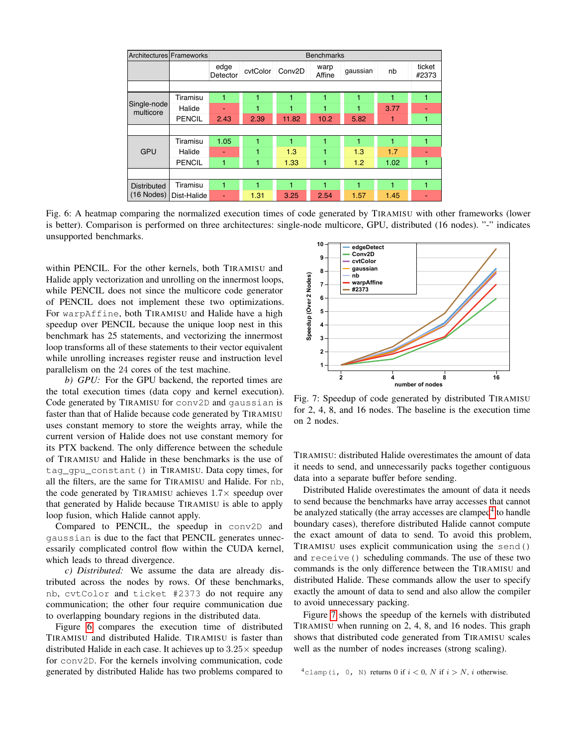| Architectures | Frameworks | Benchmarks | | | | | | |
|---|---|---|---|---|---|---|---|---|
| | | edge Detector | cvtColor | Conv2D | warp Affine | gaussian | nb | ticket #2373 |
| Single-node multicore | Tiramisu | 1 | 1 | 1 | 1 | 1 | 1 | 1 |
| | Halide | - | 1 | 1 | 1 | 1 | 3.77 | - |
| | PENCIL | 2.43 | 2.39 | 11.82 | 10.2 | 5.82 | 1 | 1 |
| GPU | Tiramisu | 1.05 | 1 | 1 | 1 | 1 | 1 | 1 |
| | Halide | - | 1 | 1.3 | 1 | 1.3 | 1.7 | - |
| | PENCIL | 1 | 1 | 1.33 | 1 | 1.2 | 1.02 | 1 |
| Distributed (16 Nodes) | Tiramisu | 1 | 1 | 1 | 1 | 1 | 1 | 1 |
| | Dist-Halide | - | 1.31 | 3.25 | 2.54 | 1.57 | 1.45 | - |

Fig. 6: A heatmap comparing the normalized execution times of code generated by TIRAMISU with other frameworks (lower is better). Comparison is performed on three architectures: single-node multicore, GPU, distributed (16 nodes). "-" indicates unsupported benchmarks.

within PENCIL. For the other kernels, both TIRAMISU and Halide apply vectorization and unrolling on the innermost loops, while PENCIL does not since the multicore code generator of PENCIL does not implement these two optimizations. For `warpAffine`, both TIRAMISU and Halide have a high speedup over PENCIL because the unique loop nest in this benchmark has 25 statements, and vectorizing the innermost loop transforms all of these statements to their vector equivalent while unrolling increases register reuse and instruction level parallelism on the 24 cores of the test machine.

*b) GPU:* For the GPU backend, the reported times are the total execution times (data copy and kernel execution). Code generated by TIRAMISU for `conv2D` and `gaussian` is faster than that of Halide because code generated by TIRAMISU uses constant memory to store the weights array, while the current version of Halide does not use constant memory for its PTX backend. The only difference between the schedule of TIRAMISU and Halide in these benchmarks is the use of `tag_gpu_constant()` in TIRAMISU. Data copy times, for all the filters, are the same for TIRAMISU and Halide. For `nb`, the code generated by TIRAMISU achieves $1.7\times$ speedup over that generated by Halide because TIRAMISU is able to apply loop fusion, which Halide cannot apply.

Compared to PENCIL, the speedup in `conv2D` and `gaussian` is due to the fact that PENCIL generates unnecessarily complicated control flow within the CUDA kernel, which leads to thread divergence.

*c) Distributed:* We assume the data are already distributed across the nodes by rows. Of these benchmarks, `nb`, `cvtColor` and `ticket #2373` do not require any communication; the other four require communication due to overlapping boundary regions in the distributed data.

Figure 6 compares the execution time of distributed TIRAMISU and distributed Halide. TIRAMISU is faster than distributed Halide in each case. It achieves up to $3.25\times$ speedup for `conv2D`. For the kernels involving communication, code generated by distributed Halide has two problems compared to TIRAMISU: distributed Halide overestimates the amount of data it needs to send, and unnecessarily packs together contiguous data into a separate buffer before sending.

Distributed Halide overestimates the amount of data it needs to send because the benchmarks have array accesses that cannot be analyzed statically (the array accesses are clamped[4] to handle boundary cases), therefore distributed Halide cannot compute the exact amount of data to send. To avoid this problem, TIRAMISU uses explicit communication using the `send()` and `receive()` scheduling commands. The use of these two commands is the only difference between the TIRAMISU and distributed Halide. These commands allow the user to specify exactly the amount of data to send and also allow the compiler to avoid unnecessary packing.

Fig. 7: Speedup of code generated by distributed TIRAMISU for 2, 4, 8, and 16 nodes. The baseline is the execution time on 2 nodes.

Figure 7 shows the speedup of the kernels with distributed TIRAMISU when running on 2, 4, 8, and 16 nodes. This graph shows that distributed code generated from TIRAMISU scales well as the number of nodes increases (strong scaling).

[4] `clamp(i, 0, N)` returns 0 if $i < 0$, $N$ if $i > N$, $i$ otherwise.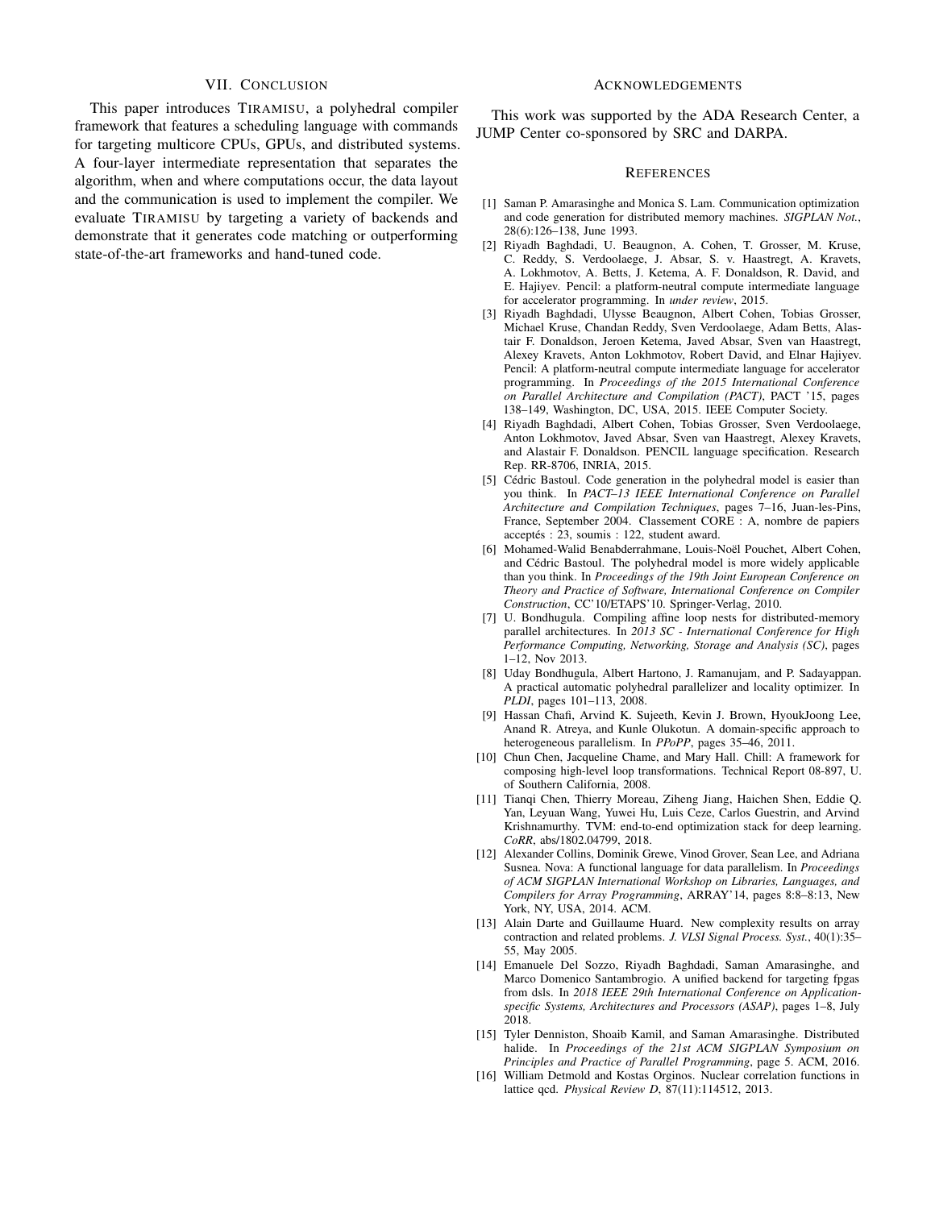## VII. Conclusion

This paper introduces TIRAMISU, a polyhedral compiler framework that features a scheduling language with commands for targeting multicore CPUs, GPUs, and distributed systems. A four-layer intermediate representation that separates the algorithm, when and where computations occur, the data layout and the communication is used to implement the compiler. We evaluate TIRAMISU by targeting a variety of backends and demonstrate that it generates code matching or outperforming state-of-the-art frameworks and hand-tuned code.

## Acknowledgements

This work was supported by the ADA Research Center, a JUMP Center co-sponsored by SRC and DARPA.

## References

[1] Saman P. Amarasinghe and Monica S. Lam. Communication optimization and code generation for distributed memory machines. *SIGPLAN Not.*, 28(6):126–138, June 1993.

[2] Riyadh Baghdadi, U. Beaugnon, A. Cohen, T. Grosser, M. Kruse, C. Reddy, S. Verdoolaege, J. Absar, S. v. Haastregt, A. Kravets, A. Lokhmotov, A. Betts, J. Ketema, A. F. Donaldson, R. David, and E. Hajiyev. Pencil: a platform-neutral compute intermediate language for accelerator programming. In *under review*, 2015.

[3] Riyadh Baghdadi, Ulysse Beaugnon, Albert Cohen, Tobias Grosser, Michael Kruse, Chandan Reddy, Sven Verdoolaege, Adam Betts, Alastair F. Donaldson, Jeroen Ketema, Javed Absar, Sven van Haastregt, Alexey Kravets, Anton Lokhmotov, Robert David, and Elnar Hajiyev. Pencil: A platform-neutral compute intermediate language for accelerator programming. In *Proceedings of the 2015 International Conference on Parallel Architecture and Compilation (PACT)*, PACT '15, pages 138–149, Washington, DC, USA, 2015. IEEE Computer Society.

[4] Riyadh Baghdadi, Albert Cohen, Tobias Grosser, Sven Verdoolaege, Anton Lokhmotov, Javed Absar, Sven van Haastregt, Alexey Kravets, and Alastair F. Donaldson. PENCIL language specification. Research Rep. RR-8706, INRIA, 2015.

[5] Cédric Bastoul. Code generation in the polyhedral model is easier than you think. In *PACT–13 IEEE International Conference on Parallel Architecture and Compilation Techniques*, pages 7–16, Juan-les-Pins, France, September 2004. Classement CORE : A, nombre de papiers acceptés : 23, soumis : 122, student award.

[6] Mohamed-Walid Benabderrahmane, Louis-Noël Pouchet, Albert Cohen, and Cédric Bastoul. The polyhedral model is more widely applicable than you think. In *Proceedings of the 19th Joint European Conference on Theory and Practice of Software, International Conference on Compiler Construction*, CC'10/ETAPS'10. Springer-Verlag, 2010.

[7] U. Bondhugula. Compiling affine loop nests for distributed-memory parallel architectures. In *2013 SC - International Conference for High Performance Computing, Networking, Storage and Analysis (SC)*, pages 1–12, Nov 2013.

[8] Uday Bondhugula, Albert Hartono, J. Ramanujam, and P. Sadayappan. A practical automatic polyhedral parallelizer and locality optimizer. In *PLDI*, pages 101–113, 2008.

[9] Hassan Chafi, Arvind K. Sujeeth, Kevin J. Brown, HyoukJoong Lee, Anand R. Atreya, and Kunle Olukotun. A domain-specific approach to heterogeneous parallelism. In *PPoPP*, pages 35–46, 2011.

[10] Chun Chen, Jacqueline Chame, and Mary Hall. Chill: A framework for composing high-level loop transformations. Technical Report 08-897, U. of Southern California, 2008.

[11] Tianqi Chen, Thierry Moreau, Ziheng Jiang, Haichen Shen, Eddie Q. Yan, Leyuan Wang, Yuwei Hu, Luis Ceze, Carlos Guestrin, and Arvind Krishnamurthy. TVM: end-to-end optimization stack for deep learning. *CoRR*, abs/1802.04799, 2018.

[12] Alexander Collins, Dominik Grewe, Vinod Grover, Sean Lee, and Adriana Susnea. Nova: A functional language for data parallelism. In *Proceedings of ACM SIGPLAN International Workshop on Libraries, Languages, and Compilers for Array Programming*, ARRAY'14, pages 8:8–8:13, New York, NY, USA, 2014. ACM.

[13] Alain Darte and Guillaume Huard. New complexity results on array contraction and related problems. *J. VLSI Signal Process. Syst.*, 40(1):35–55, May 2005.

[14] Emanuele Del Sozzo, Riyadh Baghdadi, Saman Amarasinghe, and Marco Domenico Santambrogio. A unified backend for targeting fpgas from dsls. In *2018 IEEE 29th International Conference on Application-specific Systems, Architectures and Processors (ASAP)*, pages 1–8, July 2018.

[15] Tyler Denniston, Shoaib Kamil, and Saman Amarasinghe. Distributed halide. In *Proceedings of the 21st ACM SIGPLAN Symposium on Principles and Practice of Parallel Programming*, page 5. ACM, 2016.

[16] William Detmold and Kostas Orginos. Nuclear correlation functions in lattice qcd. *Physical Review D*, 87(11):114512, 2013.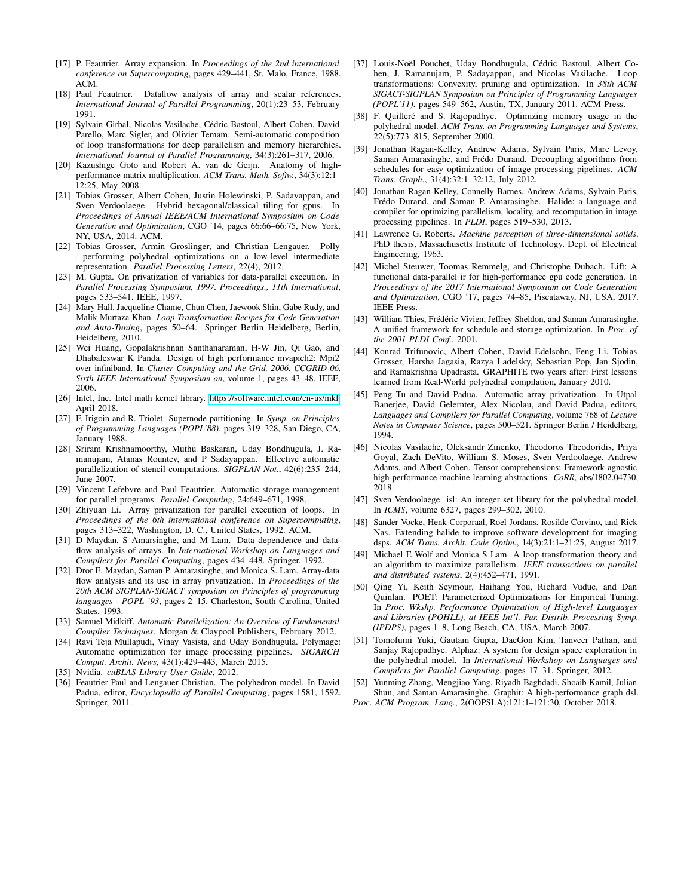[17] P. Feautrier. Array expansion. In *Proceedings of the 2nd international conference on Supercomputing*, pages 429–441, St. Malo, France, 1988. ACM.

[18] Paul Feautrier. Dataflow analysis of array and scalar references. *International Journal of Parallel Programming*, 20(1):23–53, February 1991.

[19] Sylvain Girbal, Nicolas Vasilache, Cédric Bastoul, Albert Cohen, David Parello, Marc Sigler, and Olivier Temam. Semi-automatic composition of loop transformations for deep parallelism and memory hierarchies. *International Journal of Parallel Programming*, 34(3):261–317, 2006.

[20] Kazushige Goto and Robert A. van de Geijn. Anatomy of high-performance matrix multiplication. *ACM Trans. Math. Softw.*, 34(3):12:1–12:25, May 2008.

[21] Tobias Grosser, Albert Cohen, Justin Holewinski, P. Sadayappan, and Sven Verdoolaege. Hybrid hexagonal/classical tiling for gpus. In *Proceedings of Annual IEEE/ACM International Symposium on Code Generation and Optimization*, CGO '14, pages 66:66–66:75, New York, NY, USA, 2014. ACM.

[22] Tobias Grosser, Armin Groslinger, and Christian Lengauer. Polly - performing polyhedral optimizations on a low-level intermediate representation. *Parallel Processing Letters*, 22(4), 2012.

[23] M. Gupta. On privatization of variables for data-parallel execution. In *Parallel Processing Symposium, 1997. Proceedings., 11th International*, pages 533–541. IEEE, 1997.

[24] Mary Hall, Jacqueline Chame, Chun Chen, Jaewook Shin, Gabe Rudy, and Malik Murtaza Khan. *Loop Transformation Recipes for Code Generation and Auto-Tuning*, pages 50–64. Springer Berlin Heidelberg, Berlin, Heidelberg, 2010.

[25] Wei Huang, Gopalakrishnan Santhanaraman, H-W Jin, Qi Gao, and Dhabaleswar K Panda. Design of high performance mvapich2: Mpi2 over infiniband. In *Cluster Computing and the Grid, 2006. CCGRID 06. Sixth IEEE International Symposium on*, volume 1, pages 43–48. IEEE, 2006.

[26] Intel, Inc. Intel math kernel library. https://software.intel.com/en-us/mkl, April 2018.

[27] F. Irigoin and R. Triolet. Supernode partitioning. In *Symp. on Principles of Programming Languages (POPL'88)*, pages 319–328, San Diego, CA, January 1988.

[28] Sriram Krishnamoorthy, Muthu Baskaran, Uday Bondhugula, J. Ramanujam, Atanas Rountev, and P Sadayappan. Effective automatic parallelization of stencil computations. *SIGPLAN Not.*, 42(6):235–244, June 2007.

[29] Vincent Lefebvre and Paul Feautrier. Automatic storage management for parallel programs. *Parallel Computing*, 24:649–671, 1998.

[30] Zhiyuan Li. Array privatization for parallel execution of loops. In *Proceedings of the 6th international conference on Supercomputing*, pages 313–322, Washington, D. C., United States, 1992. ACM.

[31] D Maydan, S Amarsinghe, and M Lam. Data dependence and data-flow analysis of arrays. In *International Workshop on Languages and Compilers for Parallel Computing*, pages 434–448. Springer, 1992.

[32] Dror E. Maydan, Saman P. Amarasinghe, and Monica S. Lam. Array-data flow analysis and its use in array privatization. In *Proceedings of the 20th ACM SIGPLAN-SIGACT symposium on Principles of programming languages - POPL '93*, pages 2–15, Charleston, South Carolina, United States, 1993.

[33] Samuel Midkiff. *Automatic Parallelization: An Overview of Fundamental Compiler Techniques*. Morgan & Claypool Publishers, February 2012.

[34] Ravi Teja Mullapudi, Vinay Vasista, and Uday Bondhugula. Polymage: Automatic optimization for image processing pipelines. *SIGARCH Comput. Archit. News*, 43(1):429–443, March 2015.

[35] Nvidia. *cuBLAS Library User Guide*, 2012.

[36] Feautrier Paul and Lengauer Christian. The polyhedron model. In David Padua, editor, *Encyclopedia of Parallel Computing*, pages 1581, 1592. Springer, 2011.

[37] Louis-Noël Pouchet, Uday Bondhugula, Cédric Bastoul, Albert Cohen, J. Ramanujam, P. Sadayappan, and Nicolas Vasilache. Loop transformations: Convexity, pruning and optimization. In *38th ACM SIGACT-SIGPLAN Symposium on Principles of Programming Languages (POPL'11)*, pages 549–562, Austin, TX, January 2011. ACM Press.

[38] F. Quilleré and S. Rajopadhye. Optimizing memory usage in the polyhedral model. *ACM Trans. on Programming Languages and Systems*, 22(5):773–815, September 2000.

[39] Jonathan Ragan-Kelley, Andrew Adams, Sylvain Paris, Marc Levoy, Saman Amarasinghe, and Frédo Durand. Decoupling algorithms from schedules for easy optimization of image processing pipelines. *ACM Trans. Graph.*, 31(4):32:1–32:12, July 2012.

[40] Jonathan Ragan-Kelley, Connelly Barnes, Andrew Adams, Sylvain Paris, Frédo Durand, and Saman P. Amarasinghe. Halide: a language and compiler for optimizing parallelism, locality, and recomputation in image processing pipelines. In *PLDI*, pages 519–530, 2013.

[41] Lawrence G. Roberts. *Machine perception of three-dimensional solids*. PhD thesis, Massachusetts Institute of Technology. Dept. of Electrical Engineering, 1963.

[42] Michel Steuwer, Toomas Remmelg, and Christophe Dubach. Lift: A functional data-parallel ir for high-performance gpu code generation. In *Proceedings of the 2017 International Symposium on Code Generation and Optimization*, CGO '17, pages 74–85, Piscataway, NJ, USA, 2017. IEEE Press.

[43] William Thies, Frédéric Vivien, Jeffrey Sheldon, and Saman Amarasinghe. A unified framework for schedule and storage optimization. In *Proc. of the 2001 PLDI Conf.*, 2001.

[44] Konrad Trifunovic, Albert Cohen, David Edelsohn, Feng Li, Tobias Grosser, Harsha Jagasia, Razya Ladelsky, Sebastian Pop, Jan Sjodin, and Ramakrishna Upadrasta. GRAPHITE two years after: First lessons learned from Real-World polyhedral compilation, January 2010.

[45] Peng Tu and David Padua. Automatic array privatization. In Utpal Banerjee, David Gelernter, Alex Nicolau, and David Padua, editors, *Languages and Compilers for Parallel Computing*, volume 768 of *Lecture Notes in Computer Science*, pages 500–521. Springer Berlin / Heidelberg, 1994.

[46] Nicolas Vasilache, Oleksandr Zinenko, Theodoros Theodoridis, Priya Goyal, Zach DeVito, William S. Moses, Sven Verdoolaege, Andrew Adams, and Albert Cohen. Tensor comprehensions: Framework-agnostic high-performance machine learning abstractions. *CoRR*, abs/1802.04730, 2018.

[47] Sven Verdoolaege. isl: An integer set library for the polyhedral model. In *ICMS*, volume 6327, pages 299–302, 2010.

[48] Sander Vocke, Henk Corporaal, Roel Jordans, Rosilde Corvino, and Rick Nas. Extending halide to improve software development for imaging dsps. *ACM Trans. Archit. Code Optim.*, 14(3):21:1–21:25, August 2017.

[49] Michael E Wolf and Monica S Lam. A loop transformation theory and an algorithm to maximize parallelism. *IEEE transactions on parallel and distributed systems*, 2(4):452–471, 1991.

[50] Qing Yi, Keith Seymour, Haihang You, Richard Vuduc, and Dan Quinlan. POET: Parameterized Optimizations for Empirical Tuning. In *Proc. Wkshp. Performance Optimization of High-level Languages and Libraries (POHLL), at IEEE Int'l. Par. Distrib. Processing Symp. (IPDPS)*, pages 1–8, Long Beach, CA, USA, March 2007.

[51] Tomofumi Yuki, Gautam Gupta, DaeGon Kim, Tanveer Pathan, and Sanjay Rajopadhye. Alphaz: A system for design space exploration in the polyhedral model. In *International Workshop on Languages and Compilers for Parallel Computing*, pages 17–31. Springer, 2012.

[52] Yunming Zhang, Mengjiao Yang, Riyadh Baghdadi, Shoaib Kamil, Julian Shun, and Saman Amarasinghe. Graphit: A high-performance graph dsl. *Proc. ACM Program. Lang.*, 2(OOPSLA):121:1–121:30, October 2018.